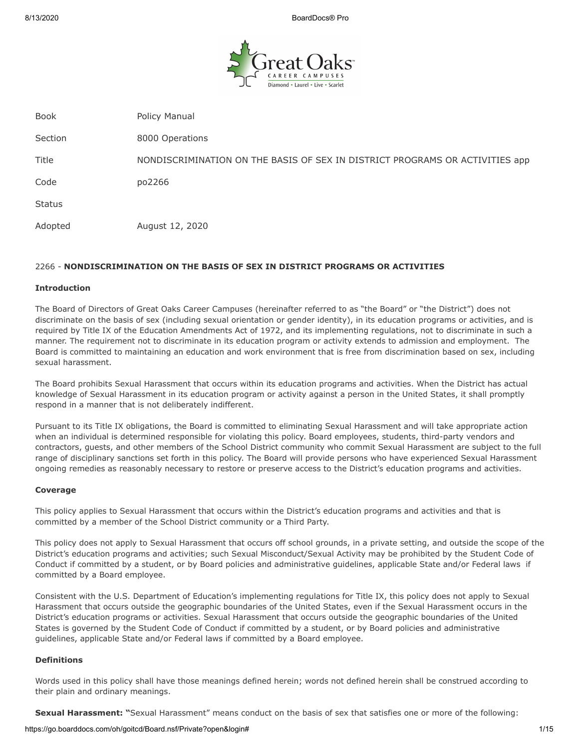| Book | Policy Manual |
| --- | --- |
| Section | 8000 Operations |
| Title | NONDISCRIMINATION ON THE BASIS OF SEX IN DISTRICT PROGRAMS OR ACTIVITIES app |
| Code | po2266 |
| Status | |
| Adopted | August 12, 2020 |

## 2266 - **NONDISCRIMINATION ON THE BASIS OF SEX IN DISTRICT PROGRAMS OR ACTIVITIES**

### Introduction

The Board of Directors of Great Oaks Career Campuses (hereinafter referred to as "the Board" or "the District") does not discriminate on the basis of sex (including sexual orientation or gender identity), in its education programs or activities, and is required by Title IX of the Education Amendments Act of 1972, and its implementing regulations, not to discriminate in such a manner. The requirement not to discriminate in its education program or activity extends to admission and employment. The Board is committed to maintaining an education and work environment that is free from discrimination based on sex, including sexual harassment.

The Board prohibits Sexual Harassment that occurs within its education programs and activities. When the District has actual knowledge of Sexual Harassment in its education program or activity against a person in the United States, it shall promptly respond in a manner that is not deliberately indifferent.

Pursuant to its Title IX obligations, the Board is committed to eliminating Sexual Harassment and will take appropriate action when an individual is determined responsible for violating this policy. Board employees, students, third-party vendors and contractors, guests, and other members of the School District community who commit Sexual Harassment are subject to the full range of disciplinary sanctions set forth in this policy. The Board will provide persons who have experienced Sexual Harassment ongoing remedies as reasonably necessary to restore or preserve access to the District's education programs and activities.

### Coverage

This policy applies to Sexual Harassment that occurs within the District's education programs and activities and that is committed by a member of the School District community or a Third Party.

This policy does not apply to Sexual Harassment that occurs off school grounds, in a private setting, and outside the scope of the District's education programs and activities; such Sexual Misconduct/Sexual Activity may be prohibited by the Student Code of Conduct if committed by a student, or by Board policies and administrative guidelines, applicable State and/or Federal laws if committed by a Board employee.

Consistent with the U.S. Department of Education's implementing regulations for Title IX, this policy does not apply to Sexual Harassment that occurs outside the geographic boundaries of the United States, even if the Sexual Harassment occurs in the District's education programs or activities. Sexual Harassment that occurs outside the geographic boundaries of the United States is governed by the Student Code of Conduct if committed by a student, or by Board policies and administrative guidelines, applicable State and/or Federal laws if committed by a Board employee.

### Definitions

Words used in this policy shall have those meanings defined herein; words not defined herein shall be construed according to their plain and ordinary meanings.

**Sexual Harassment: "**Sexual Harassment" means conduct on the basis of sex that satisfies one or more of the following: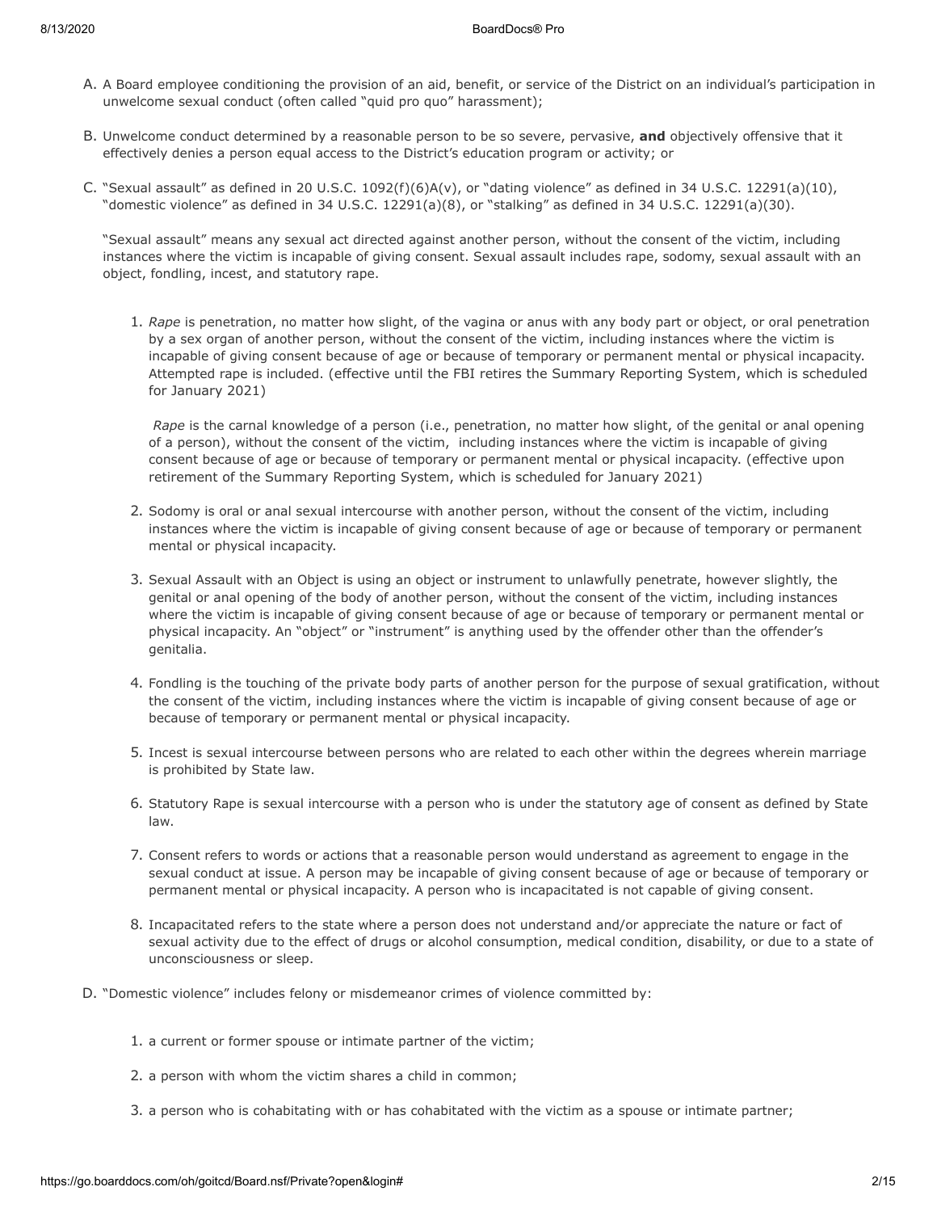A. A Board employee conditioning the provision of an aid, benefit, or service of the District on an individual's participation in unwelcome sexual conduct (often called "quid pro quo" harassment);

B. Unwelcome conduct determined by a reasonable person to be so severe, pervasive, **and** objectively offensive that it effectively denies a person equal access to the District's education program or activity; or

C. "Sexual assault" as defined in 20 U.S.C. 1092(f)(6)A(v), or "dating violence" as defined in 34 U.S.C. 12291(a)(10), "domestic violence" as defined in 34 U.S.C. 12291(a)(8), or "stalking" as defined in 34 U.S.C. 12291(a)(30).

   "Sexual assault" means any sexual act directed against another person, without the consent of the victim, including instances where the victim is incapable of giving consent. Sexual assault includes rape, sodomy, sexual assault with an object, fondling, incest, and statutory rape.

   1. *Rape* is penetration, no matter how slight, of the vagina or anus with any body part or object, or oral penetration by a sex organ of another person, without the consent of the victim, including instances where the victim is incapable of giving consent because of age or because of temporary or permanent mental or physical incapacity. Attempted rape is included. (effective until the FBI retires the Summary Reporting System, which is scheduled for January 2021)

      *Rape* is the carnal knowledge of a person (i.e., penetration, no matter how slight, of the genital or anal opening of a person), without the consent of the victim, including instances where the victim is incapable of giving consent because of age or because of temporary or permanent mental or physical incapacity. (effective upon retirement of the Summary Reporting System, which is scheduled for January 2021)

   2. Sodomy is oral or anal sexual intercourse with another person, without the consent of the victim, including instances where the victim is incapable of giving consent because of age or because of temporary or permanent mental or physical incapacity.

   3. Sexual Assault with an Object is using an object or instrument to unlawfully penetrate, however slightly, the genital or anal opening of the body of another person, without the consent of the victim, including instances where the victim is incapable of giving consent because of age or because of temporary or permanent mental or physical incapacity. An "object" or "instrument" is anything used by the offender other than the offender's genitalia.

   4. Fondling is the touching of the private body parts of another person for the purpose of sexual gratification, without the consent of the victim, including instances where the victim is incapable of giving consent because of age or because of temporary or permanent mental or physical incapacity.

   5. Incest is sexual intercourse between persons who are related to each other within the degrees wherein marriage is prohibited by State law.

   6. Statutory Rape is sexual intercourse with a person who is under the statutory age of consent as defined by State law.

   7. Consent refers to words or actions that a reasonable person would understand as agreement to engage in the sexual conduct at issue. A person may be incapable of giving consent because of age or because of temporary or permanent mental or physical incapacity. A person who is incapacitated is not capable of giving consent.

   8. Incapacitated refers to the state where a person does not understand and/or appreciate the nature or fact of sexual activity due to the effect of drugs or alcohol consumption, medical condition, disability, or due to a state of unconsciousness or sleep.

D. "Domestic violence" includes felony or misdemeanor crimes of violence committed by:

   1. a current or former spouse or intimate partner of the victim;

   2. a person with whom the victim shares a child in common;

   3. a person who is cohabitating with or has cohabitated with the victim as a spouse or intimate partner;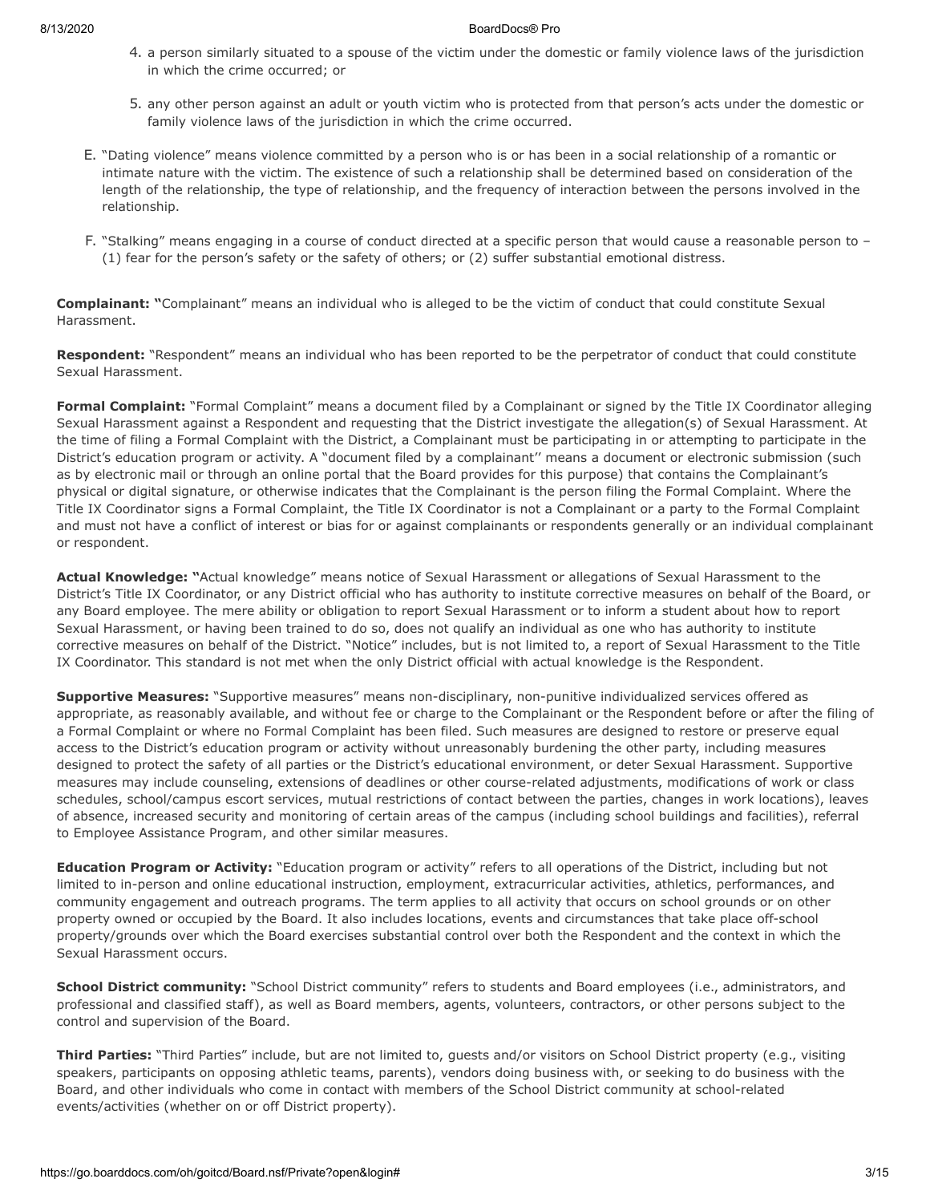4. a person similarly situated to a spouse of the victim under the domestic or family violence laws of the jurisdiction in which the crime occurred; or

5. any other person against an adult or youth victim who is protected from that person's acts under the domestic or family violence laws of the jurisdiction in which the crime occurred.

E. "Dating violence" means violence committed by a person who is or has been in a social relationship of a romantic or intimate nature with the victim. The existence of such a relationship shall be determined based on consideration of the length of the relationship, the type of relationship, and the frequency of interaction between the persons involved in the relationship.

F. "Stalking" means engaging in a course of conduct directed at a specific person that would cause a reasonable person to – (1) fear for the person's safety or the safety of others; or (2) suffer substantial emotional distress.

**Complainant: "**Complainant" means an individual who is alleged to be the victim of conduct that could constitute Sexual Harassment.

**Respondent:** "Respondent" means an individual who has been reported to be the perpetrator of conduct that could constitute Sexual Harassment.

**Formal Complaint:** "Formal Complaint" means a document filed by a Complainant or signed by the Title IX Coordinator alleging Sexual Harassment against a Respondent and requesting that the District investigate the allegation(s) of Sexual Harassment. At the time of filing a Formal Complaint with the District, a Complainant must be participating in or attempting to participate in the District's education program or activity. A "document filed by a complainant'' means a document or electronic submission (such as by electronic mail or through an online portal that the Board provides for this purpose) that contains the Complainant's physical or digital signature, or otherwise indicates that the Complainant is the person filing the Formal Complaint. Where the Title IX Coordinator signs a Formal Complaint, the Title IX Coordinator is not a Complainant or a party to the Formal Complaint and must not have a conflict of interest or bias for or against complainants or respondents generally or an individual complainant or respondent.

**Actual Knowledge: "**Actual knowledge" means notice of Sexual Harassment or allegations of Sexual Harassment to the District's Title IX Coordinator, or any District official who has authority to institute corrective measures on behalf of the Board, or any Board employee. The mere ability or obligation to report Sexual Harassment or to inform a student about how to report Sexual Harassment, or having been trained to do so, does not qualify an individual as one who has authority to institute corrective measures on behalf of the District. "Notice" includes, but is not limited to, a report of Sexual Harassment to the Title IX Coordinator. This standard is not met when the only District official with actual knowledge is the Respondent.

**Supportive Measures:** "Supportive measures" means non-disciplinary, non-punitive individualized services offered as appropriate, as reasonably available, and without fee or charge to the Complainant or the Respondent before or after the filing of a Formal Complaint or where no Formal Complaint has been filed. Such measures are designed to restore or preserve equal access to the District's education program or activity without unreasonably burdening the other party, including measures designed to protect the safety of all parties or the District's educational environment, or deter Sexual Harassment. Supportive measures may include counseling, extensions of deadlines or other course-related adjustments, modifications of work or class schedules, school/campus escort services, mutual restrictions of contact between the parties, changes in work locations), leaves of absence, increased security and monitoring of certain areas of the campus (including school buildings and facilities), referral to Employee Assistance Program, and other similar measures.

**Education Program or Activity:** "Education program or activity" refers to all operations of the District, including but not limited to in-person and online educational instruction, employment, extracurricular activities, athletics, performances, and community engagement and outreach programs. The term applies to all activity that occurs on school grounds or on other property owned or occupied by the Board. It also includes locations, events and circumstances that take place off-school property/grounds over which the Board exercises substantial control over both the Respondent and the context in which the Sexual Harassment occurs.

**School District community:** "School District community" refers to students and Board employees (i.e., administrators, and professional and classified staff), as well as Board members, agents, volunteers, contractors, or other persons subject to the control and supervision of the Board.

**Third Parties:** "Third Parties" include, but are not limited to, guests and/or visitors on School District property (e.g., visiting speakers, participants on opposing athletic teams, parents), vendors doing business with, or seeking to do business with the Board, and other individuals who come in contact with members of the School District community at school-related events/activities (whether on or off District property).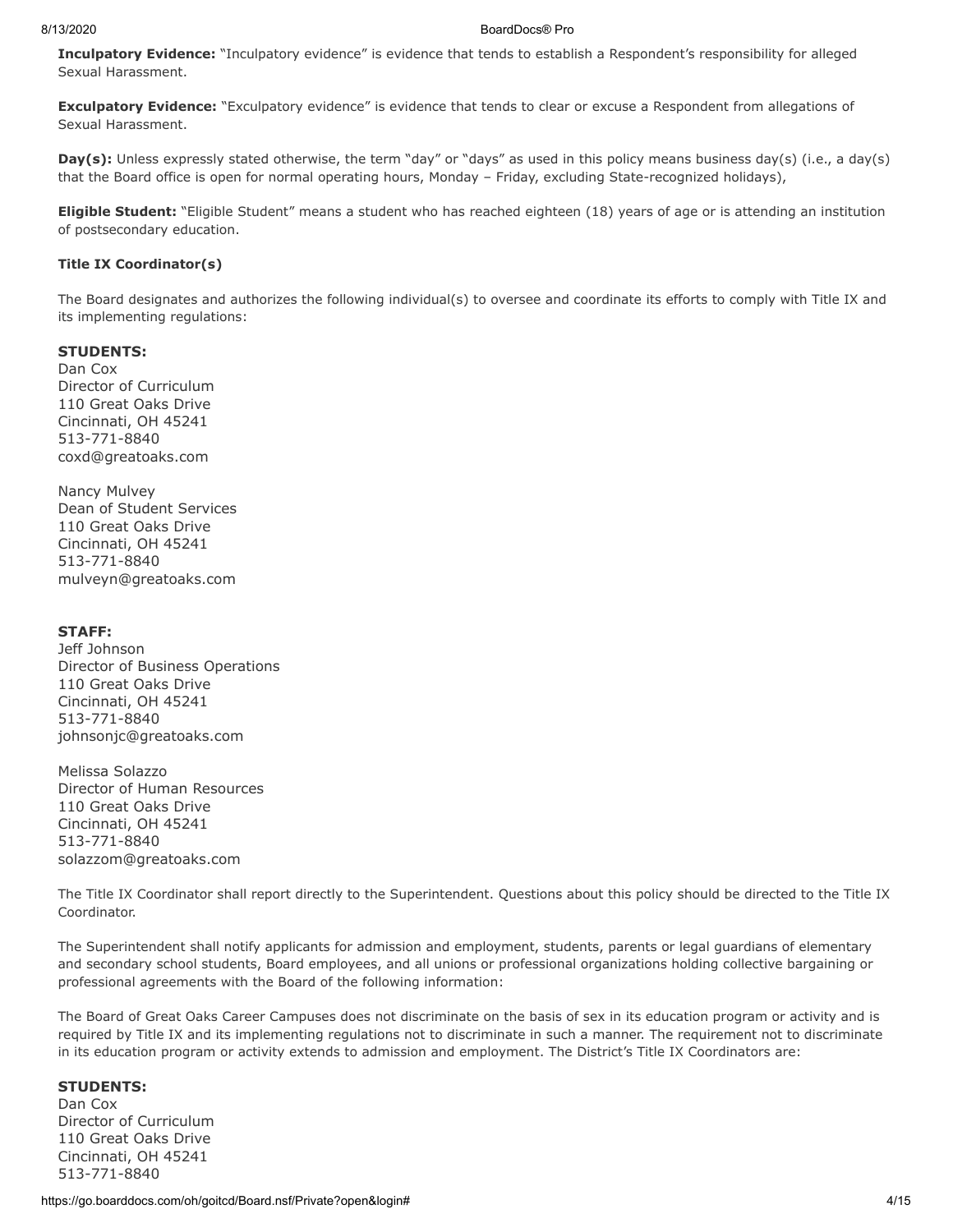**Inculpatory Evidence:** "Inculpatory evidence" is evidence that tends to establish a Respondent's responsibility for alleged Sexual Harassment.

**Exculpatory Evidence:** "Exculpatory evidence" is evidence that tends to clear or excuse a Respondent from allegations of Sexual Harassment.

**Day(s):** Unless expressly stated otherwise, the term "day" or "days" as used in this policy means business day(s) (i.e., a day(s) that the Board office is open for normal operating hours, Monday – Friday, excluding State-recognized holidays),

**Eligible Student:** "Eligible Student" means a student who has reached eighteen (18) years of age or is attending an institution of postsecondary education.

**Title IX Coordinator(s)**

The Board designates and authorizes the following individual(s) to oversee and coordinate its efforts to comply with Title IX and its implementing regulations:

**STUDENTS:**
Dan Cox
Director of Curriculum
110 Great Oaks Drive
Cincinnati, OH 45241
513-771-8840
coxd@greatoaks.com

Nancy Mulvey
Dean of Student Services
110 Great Oaks Drive
Cincinnati, OH 45241
513-771-8840
mulveyn@greatoaks.com

**STAFF:**
Jeff Johnson
Director of Business Operations
110 Great Oaks Drive
Cincinnati, OH 45241
513-771-8840
johnsonjc@greatoaks.com

Melissa Solazzo
Director of Human Resources
110 Great Oaks Drive
Cincinnati, OH 45241
513-771-8840
solazzom@greatoaks.com

The Title IX Coordinator shall report directly to the Superintendent. Questions about this policy should be directed to the Title IX Coordinator.

The Superintendent shall notify applicants for admission and employment, students, parents or legal guardians of elementary and secondary school students, Board employees, and all unions or professional organizations holding collective bargaining or professional agreements with the Board of the following information:

The Board of Great Oaks Career Campuses does not discriminate on the basis of sex in its education program or activity and is required by Title IX and its implementing regulations not to discriminate in such a manner. The requirement not to discriminate in its education program or activity extends to admission and employment. The District's Title IX Coordinators are:

**STUDENTS:**
Dan Cox
Director of Curriculum
110 Great Oaks Drive
Cincinnati, OH 45241
513-771-8840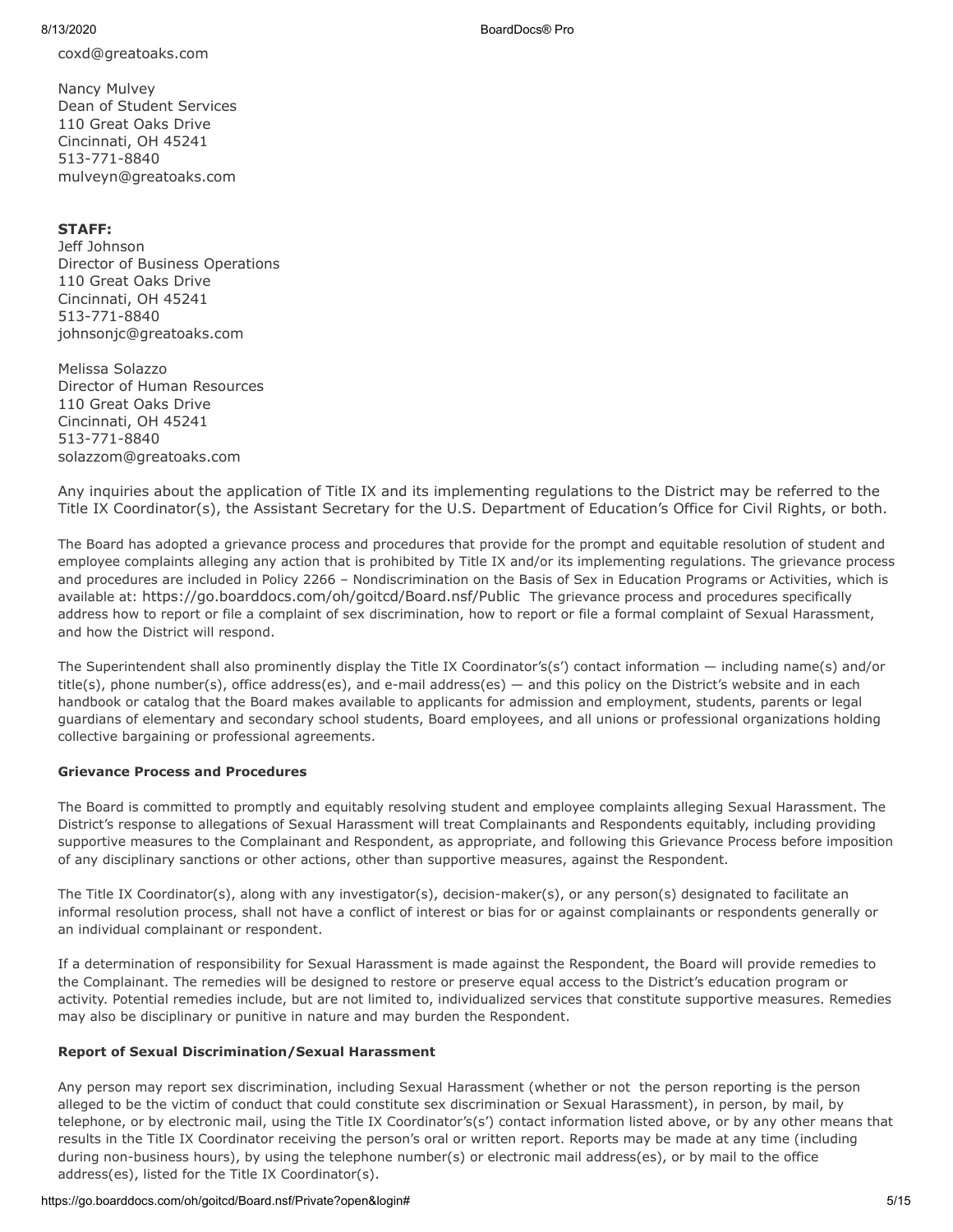coxd@greatoaks.com

Nancy Mulvey
Dean of Student Services
110 Great Oaks Drive
Cincinnati, OH 45241
513-771-8840
mulveyn@greatoaks.com

**STAFF:**
Jeff Johnson
Director of Business Operations
110 Great Oaks Drive
Cincinnati, OH 45241
513-771-8840
johnsonjc@greatoaks.com

Melissa Solazzo
Director of Human Resources
110 Great Oaks Drive
Cincinnati, OH 45241
513-771-8840
solazzom@greatoaks.com

Any inquiries about the application of Title IX and its implementing regulations to the District may be referred to the Title IX Coordinator(s), the Assistant Secretary for the U.S. Department of Education's Office for Civil Rights, or both.

The Board has adopted a grievance process and procedures that provide for the prompt and equitable resolution of student and employee complaints alleging any action that is prohibited by Title IX and/or its implementing regulations. The grievance process and procedures are included in Policy 2266 – Nondiscrimination on the Basis of Sex in Education Programs or Activities, which is available at: https://go.boarddocs.com/oh/goitcd/Board.nsf/Public The grievance process and procedures specifically address how to report or file a complaint of sex discrimination, how to report or file a formal complaint of Sexual Harassment, and how the District will respond.

The Superintendent shall also prominently display the Title IX Coordinator's(s') contact information — including name(s) and/or title(s), phone number(s), office address(es), and e-mail address(es) — and this policy on the District's website and in each handbook or catalog that the Board makes available to applicants for admission and employment, students, parents or legal guardians of elementary and secondary school students, Board employees, and all unions or professional organizations holding collective bargaining or professional agreements.

**Grievance Process and Procedures**

The Board is committed to promptly and equitably resolving student and employee complaints alleging Sexual Harassment. The District's response to allegations of Sexual Harassment will treat Complainants and Respondents equitably, including providing supportive measures to the Complainant and Respondent, as appropriate, and following this Grievance Process before imposition of any disciplinary sanctions or other actions, other than supportive measures, against the Respondent.

The Title IX Coordinator(s), along with any investigator(s), decision-maker(s), or any person(s) designated to facilitate an informal resolution process, shall not have a conflict of interest or bias for or against complainants or respondents generally or an individual complainant or respondent.

If a determination of responsibility for Sexual Harassment is made against the Respondent, the Board will provide remedies to the Complainant. The remedies will be designed to restore or preserve equal access to the District's education program or activity. Potential remedies include, but are not limited to, individualized services that constitute supportive measures. Remedies may also be disciplinary or punitive in nature and may burden the Respondent.

**Report of Sexual Discrimination/Sexual Harassment**

Any person may report sex discrimination, including Sexual Harassment (whether or not the person reporting is the person alleged to be the victim of conduct that could constitute sex discrimination or Sexual Harassment), in person, by mail, by telephone, or by electronic mail, using the Title IX Coordinator's(s') contact information listed above, or by any other means that results in the Title IX Coordinator receiving the person's oral or written report. Reports may be made at any time (including during non-business hours), by using the telephone number(s) or electronic mail address(es), or by mail to the office address(es), listed for the Title IX Coordinator(s).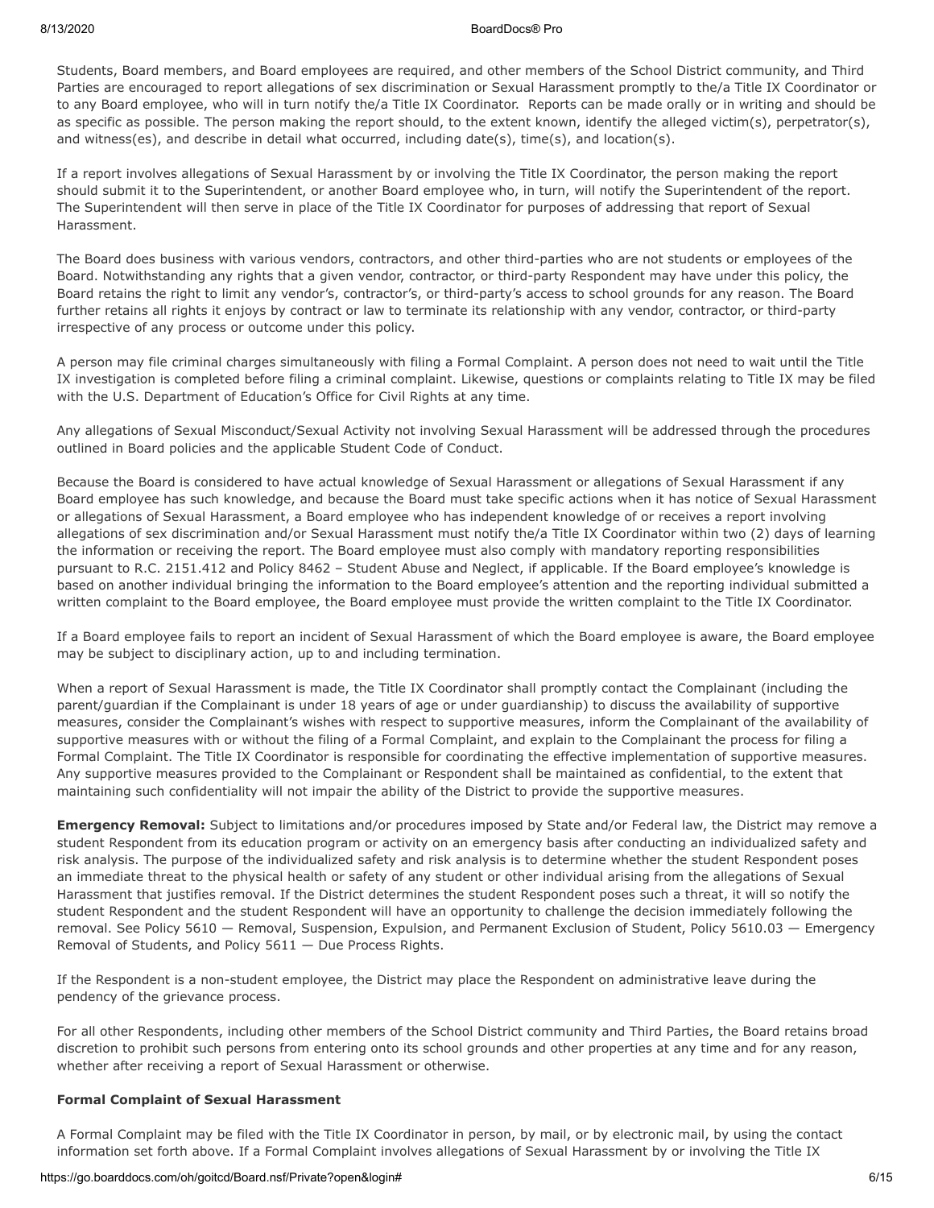Students, Board members, and Board employees are required, and other members of the School District community, and Third Parties are encouraged to report allegations of sex discrimination or Sexual Harassment promptly to the/a Title IX Coordinator or to any Board employee, who will in turn notify the/a Title IX Coordinator. Reports can be made orally or in writing and should be as specific as possible. The person making the report should, to the extent known, identify the alleged victim(s), perpetrator(s), and witness(es), and describe in detail what occurred, including date(s), time(s), and location(s).

If a report involves allegations of Sexual Harassment by or involving the Title IX Coordinator, the person making the report should submit it to the Superintendent, or another Board employee who, in turn, will notify the Superintendent of the report. The Superintendent will then serve in place of the Title IX Coordinator for purposes of addressing that report of Sexual Harassment.

The Board does business with various vendors, contractors, and other third-parties who are not students or employees of the Board. Notwithstanding any rights that a given vendor, contractor, or third-party Respondent may have under this policy, the Board retains the right to limit any vendor's, contractor's, or third-party's access to school grounds for any reason. The Board further retains all rights it enjoys by contract or law to terminate its relationship with any vendor, contractor, or third-party irrespective of any process or outcome under this policy.

A person may file criminal charges simultaneously with filing a Formal Complaint. A person does not need to wait until the Title IX investigation is completed before filing a criminal complaint. Likewise, questions or complaints relating to Title IX may be filed with the U.S. Department of Education's Office for Civil Rights at any time.

Any allegations of Sexual Misconduct/Sexual Activity not involving Sexual Harassment will be addressed through the procedures outlined in Board policies and the applicable Student Code of Conduct.

Because the Board is considered to have actual knowledge of Sexual Harassment or allegations of Sexual Harassment if any Board employee has such knowledge, and because the Board must take specific actions when it has notice of Sexual Harassment or allegations of Sexual Harassment, a Board employee who has independent knowledge of or receives a report involving allegations of sex discrimination and/or Sexual Harassment must notify the/a Title IX Coordinator within two (2) days of learning the information or receiving the report. The Board employee must also comply with mandatory reporting responsibilities pursuant to R.C. 2151.412 and Policy 8462 – Student Abuse and Neglect, if applicable. If the Board employee's knowledge is based on another individual bringing the information to the Board employee's attention and the reporting individual submitted a written complaint to the Board employee, the Board employee must provide the written complaint to the Title IX Coordinator.

If a Board employee fails to report an incident of Sexual Harassment of which the Board employee is aware, the Board employee may be subject to disciplinary action, up to and including termination.

When a report of Sexual Harassment is made, the Title IX Coordinator shall promptly contact the Complainant (including the parent/guardian if the Complainant is under 18 years of age or under guardianship) to discuss the availability of supportive measures, consider the Complainant's wishes with respect to supportive measures, inform the Complainant of the availability of supportive measures with or without the filing of a Formal Complaint, and explain to the Complainant the process for filing a Formal Complaint. The Title IX Coordinator is responsible for coordinating the effective implementation of supportive measures. Any supportive measures provided to the Complainant or Respondent shall be maintained as confidential, to the extent that maintaining such confidentiality will not impair the ability of the District to provide the supportive measures.

**Emergency Removal:** Subject to limitations and/or procedures imposed by State and/or Federal law, the District may remove a student Respondent from its education program or activity on an emergency basis after conducting an individualized safety and risk analysis. The purpose of the individualized safety and risk analysis is to determine whether the student Respondent poses an immediate threat to the physical health or safety of any student or other individual arising from the allegations of Sexual Harassment that justifies removal. If the District determines the student Respondent poses such a threat, it will so notify the student Respondent and the student Respondent will have an opportunity to challenge the decision immediately following the removal. See Policy 5610 — Removal, Suspension, Expulsion, and Permanent Exclusion of Student, Policy 5610.03 — Emergency Removal of Students, and Policy 5611 — Due Process Rights.

If the Respondent is a non-student employee, the District may place the Respondent on administrative leave during the pendency of the grievance process.

For all other Respondents, including other members of the School District community and Third Parties, the Board retains broad discretion to prohibit such persons from entering onto its school grounds and other properties at any time and for any reason, whether after receiving a report of Sexual Harassment or otherwise.

**Formal Complaint of Sexual Harassment**

A Formal Complaint may be filed with the Title IX Coordinator in person, by mail, or by electronic mail, by using the contact information set forth above. If a Formal Complaint involves allegations of Sexual Harassment by or involving the Title IX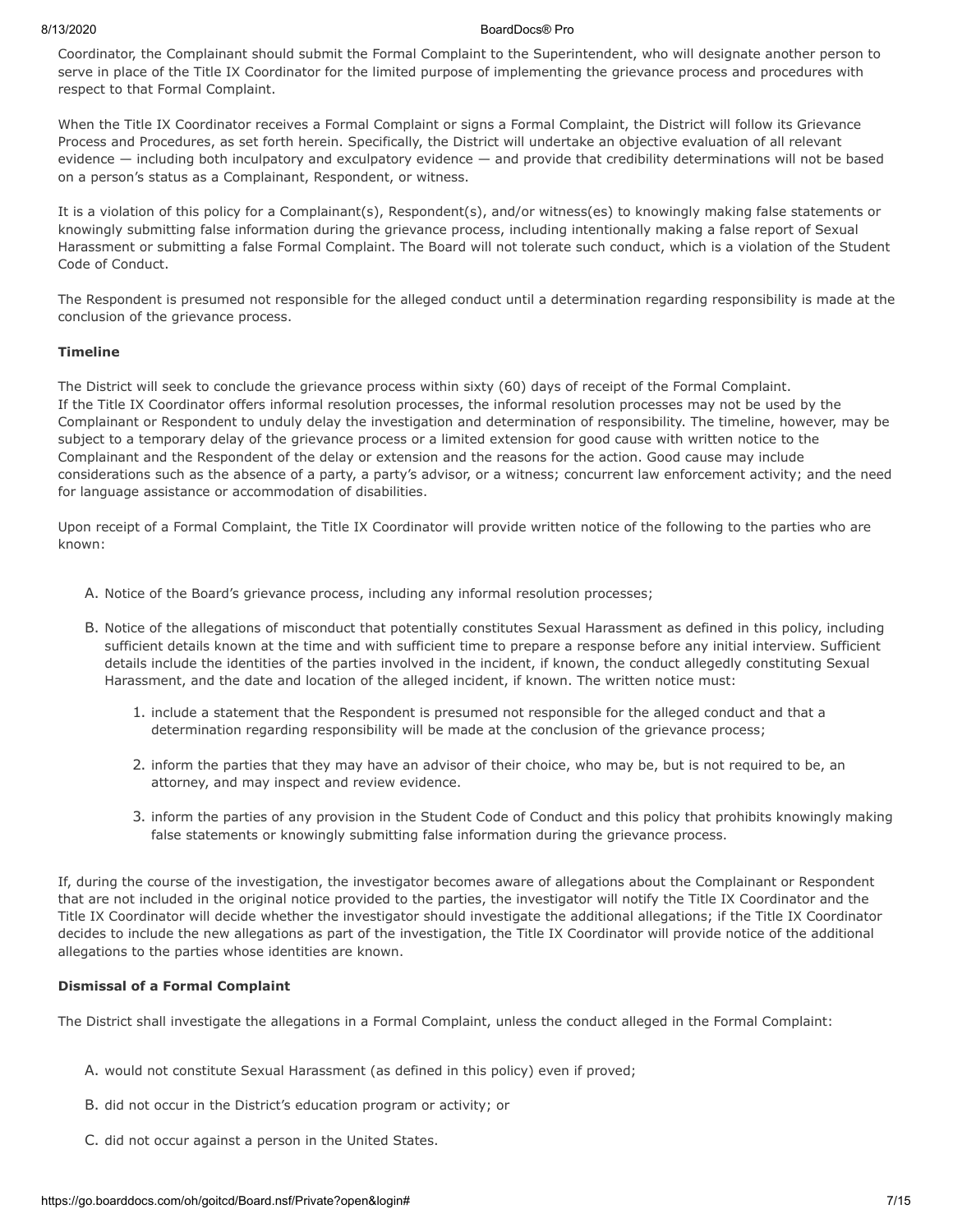Coordinator, the Complainant should submit the Formal Complaint to the Superintendent, who will designate another person to serve in place of the Title IX Coordinator for the limited purpose of implementing the grievance process and procedures with respect to that Formal Complaint.

When the Title IX Coordinator receives a Formal Complaint or signs a Formal Complaint, the District will follow its Grievance Process and Procedures, as set forth herein. Specifically, the District will undertake an objective evaluation of all relevant evidence — including both inculpatory and exculpatory evidence — and provide that credibility determinations will not be based on a person's status as a Complainant, Respondent, or witness.

It is a violation of this policy for a Complainant(s), Respondent(s), and/or witness(es) to knowingly making false statements or knowingly submitting false information during the grievance process, including intentionally making a false report of Sexual Harassment or submitting a false Formal Complaint. The Board will not tolerate such conduct, which is a violation of the Student Code of Conduct.

The Respondent is presumed not responsible for the alleged conduct until a determination regarding responsibility is made at the conclusion of the grievance process.

**Timeline**

The District will seek to conclude the grievance process within sixty (60) days of receipt of the Formal Complaint. If the Title IX Coordinator offers informal resolution processes, the informal resolution processes may not be used by the Complainant or Respondent to unduly delay the investigation and determination of responsibility. The timeline, however, may be subject to a temporary delay of the grievance process or a limited extension for good cause with written notice to the Complainant and the Respondent of the delay or extension and the reasons for the action. Good cause may include considerations such as the absence of a party, a party's advisor, or a witness; concurrent law enforcement activity; and the need for language assistance or accommodation of disabilities.

Upon receipt of a Formal Complaint, the Title IX Coordinator will provide written notice of the following to the parties who are known:

A. Notice of the Board's grievance process, including any informal resolution processes;

B. Notice of the allegations of misconduct that potentially constitutes Sexual Harassment as defined in this policy, including sufficient details known at the time and with sufficient time to prepare a response before any initial interview. Sufficient details include the identities of the parties involved in the incident, if known, the conduct allegedly constituting Sexual Harassment, and the date and location of the alleged incident, if known. The written notice must:

   1. include a statement that the Respondent is presumed not responsible for the alleged conduct and that a determination regarding responsibility will be made at the conclusion of the grievance process;

   2. inform the parties that they may have an advisor of their choice, who may be, but is not required to be, an attorney, and may inspect and review evidence.

   3. inform the parties of any provision in the Student Code of Conduct and this policy that prohibits knowingly making false statements or knowingly submitting false information during the grievance process.

If, during the course of the investigation, the investigator becomes aware of allegations about the Complainant or Respondent that are not included in the original notice provided to the parties, the investigator will notify the Title IX Coordinator and the Title IX Coordinator will decide whether the investigator should investigate the additional allegations; if the Title IX Coordinator decides to include the new allegations as part of the investigation, the Title IX Coordinator will provide notice of the additional allegations to the parties whose identities are known.

**Dismissal of a Formal Complaint**

The District shall investigate the allegations in a Formal Complaint, unless the conduct alleged in the Formal Complaint:

A. would not constitute Sexual Harassment (as defined in this policy) even if proved;

B. did not occur in the District's education program or activity; or

C. did not occur against a person in the United States.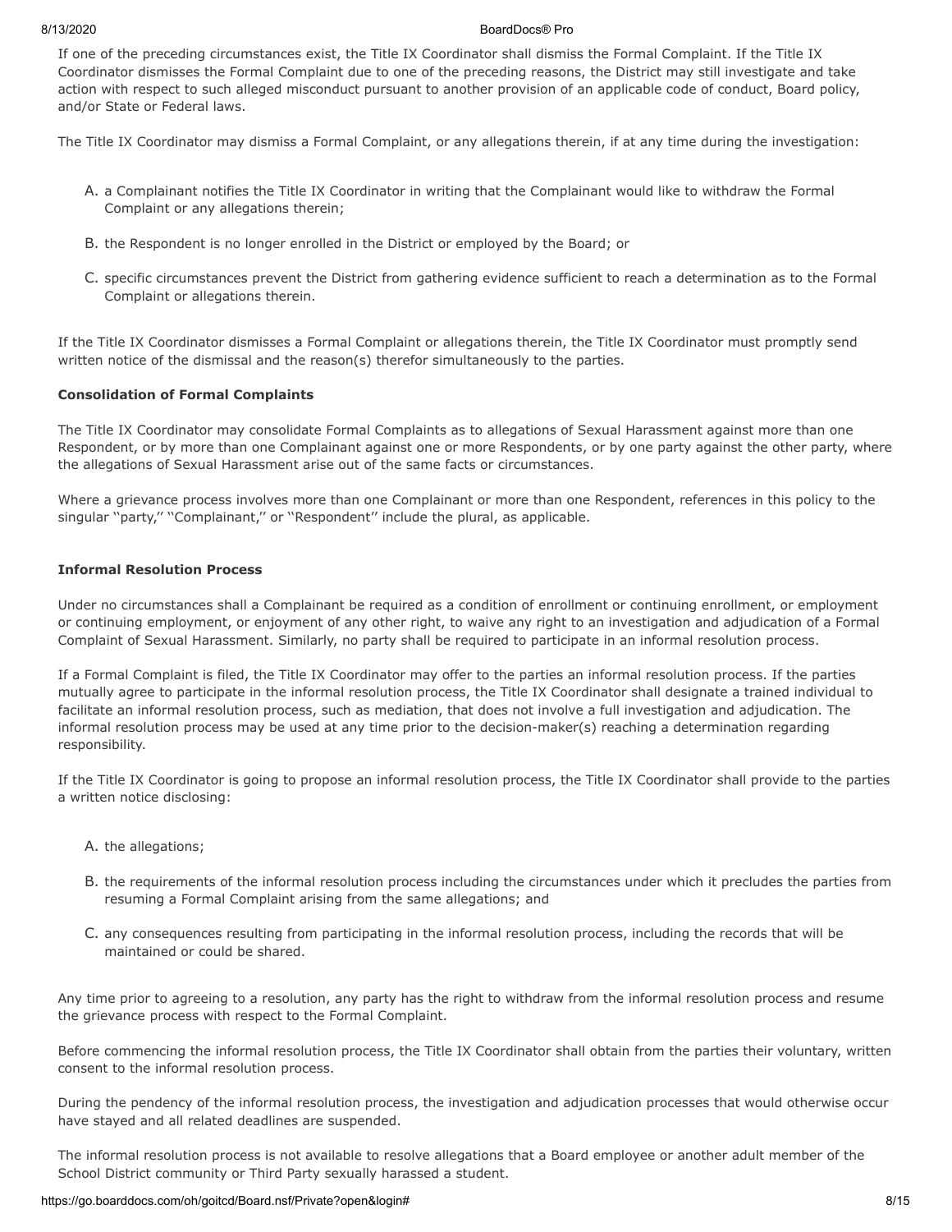If one of the preceding circumstances exist, the Title IX Coordinator shall dismiss the Formal Complaint. If the Title IX Coordinator dismisses the Formal Complaint due to one of the preceding reasons, the District may still investigate and take action with respect to such alleged misconduct pursuant to another provision of an applicable code of conduct, Board policy, and/or State or Federal laws.

The Title IX Coordinator may dismiss a Formal Complaint, or any allegations therein, if at any time during the investigation:

A. a Complainant notifies the Title IX Coordinator in writing that the Complainant would like to withdraw the Formal Complaint or any allegations therein;

B. the Respondent is no longer enrolled in the District or employed by the Board; or

C. specific circumstances prevent the District from gathering evidence sufficient to reach a determination as to the Formal Complaint or allegations therein.

If the Title IX Coordinator dismisses a Formal Complaint or allegations therein, the Title IX Coordinator must promptly send written notice of the dismissal and the reason(s) therefor simultaneously to the parties.

**Consolidation of Formal Complaints**

The Title IX Coordinator may consolidate Formal Complaints as to allegations of Sexual Harassment against more than one Respondent, or by more than one Complainant against one or more Respondents, or by one party against the other party, where the allegations of Sexual Harassment arise out of the same facts or circumstances.

Where a grievance process involves more than one Complainant or more than one Respondent, references in this policy to the singular ''party,'' ''Complainant,'' or ''Respondent'' include the plural, as applicable.

**Informal Resolution Process**

Under no circumstances shall a Complainant be required as a condition of enrollment or continuing enrollment, or employment or continuing employment, or enjoyment of any other right, to waive any right to an investigation and adjudication of a Formal Complaint of Sexual Harassment. Similarly, no party shall be required to participate in an informal resolution process.

If a Formal Complaint is filed, the Title IX Coordinator may offer to the parties an informal resolution process. If the parties mutually agree to participate in the informal resolution process, the Title IX Coordinator shall designate a trained individual to facilitate an informal resolution process, such as mediation, that does not involve a full investigation and adjudication. The informal resolution process may be used at any time prior to the decision-maker(s) reaching a determination regarding responsibility.

If the Title IX Coordinator is going to propose an informal resolution process, the Title IX Coordinator shall provide to the parties a written notice disclosing:

A. the allegations;

B. the requirements of the informal resolution process including the circumstances under which it precludes the parties from resuming a Formal Complaint arising from the same allegations; and

C. any consequences resulting from participating in the informal resolution process, including the records that will be maintained or could be shared.

Any time prior to agreeing to a resolution, any party has the right to withdraw from the informal resolution process and resume the grievance process with respect to the Formal Complaint.

Before commencing the informal resolution process, the Title IX Coordinator shall obtain from the parties their voluntary, written consent to the informal resolution process.

During the pendency of the informal resolution process, the investigation and adjudication processes that would otherwise occur have stayed and all related deadlines are suspended.

The informal resolution process is not available to resolve allegations that a Board employee or another adult member of the School District community or Third Party sexually harassed a student.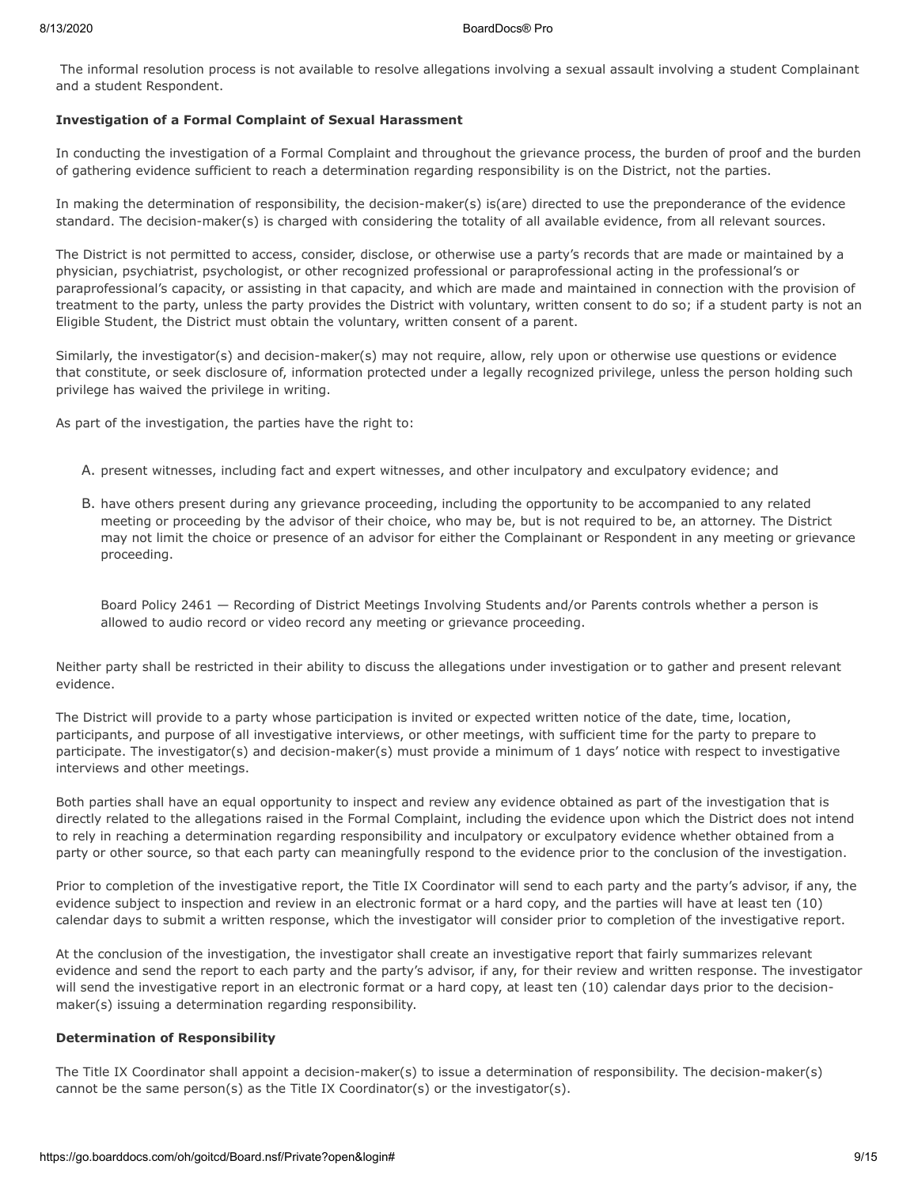The informal resolution process is not available to resolve allegations involving a sexual assault involving a student Complainant and a student Respondent.

**Investigation of a Formal Complaint of Sexual Harassment**

In conducting the investigation of a Formal Complaint and throughout the grievance process, the burden of proof and the burden of gathering evidence sufficient to reach a determination regarding responsibility is on the District, not the parties.

In making the determination of responsibility, the decision-maker(s) is(are) directed to use the preponderance of the evidence standard. The decision-maker(s) is charged with considering the totality of all available evidence, from all relevant sources.

The District is not permitted to access, consider, disclose, or otherwise use a party's records that are made or maintained by a physician, psychiatrist, psychologist, or other recognized professional or paraprofessional acting in the professional's or paraprofessional's capacity, or assisting in that capacity, and which are made and maintained in connection with the provision of treatment to the party, unless the party provides the District with voluntary, written consent to do so; if a student party is not an Eligible Student, the District must obtain the voluntary, written consent of a parent.

Similarly, the investigator(s) and decision-maker(s) may not require, allow, rely upon or otherwise use questions or evidence that constitute, or seek disclosure of, information protected under a legally recognized privilege, unless the person holding such privilege has waived the privilege in writing.

As part of the investigation, the parties have the right to:

A. present witnesses, including fact and expert witnesses, and other inculpatory and exculpatory evidence; and

B. have others present during any grievance proceeding, including the opportunity to be accompanied to any related meeting or proceeding by the advisor of their choice, who may be, but is not required to be, an attorney. The District may not limit the choice or presence of an advisor for either the Complainant or Respondent in any meeting or grievance proceeding.

   Board Policy 2461 — Recording of District Meetings Involving Students and/or Parents controls whether a person is allowed to audio record or video record any meeting or grievance proceeding.

Neither party shall be restricted in their ability to discuss the allegations under investigation or to gather and present relevant evidence.

The District will provide to a party whose participation is invited or expected written notice of the date, time, location, participants, and purpose of all investigative interviews, or other meetings, with sufficient time for the party to prepare to participate. The investigator(s) and decision-maker(s) must provide a minimum of 1 days' notice with respect to investigative interviews and other meetings.

Both parties shall have an equal opportunity to inspect and review any evidence obtained as part of the investigation that is directly related to the allegations raised in the Formal Complaint, including the evidence upon which the District does not intend to rely in reaching a determination regarding responsibility and inculpatory or exculpatory evidence whether obtained from a party or other source, so that each party can meaningfully respond to the evidence prior to the conclusion of the investigation.

Prior to completion of the investigative report, the Title IX Coordinator will send to each party and the party's advisor, if any, the evidence subject to inspection and review in an electronic format or a hard copy, and the parties will have at least ten (10) calendar days to submit a written response, which the investigator will consider prior to completion of the investigative report.

At the conclusion of the investigation, the investigator shall create an investigative report that fairly summarizes relevant evidence and send the report to each party and the party's advisor, if any, for their review and written response. The investigator will send the investigative report in an electronic format or a hard copy, at least ten (10) calendar days prior to the decision-maker(s) issuing a determination regarding responsibility.

**Determination of Responsibility**

The Title IX Coordinator shall appoint a decision-maker(s) to issue a determination of responsibility. The decision-maker(s) cannot be the same person(s) as the Title IX Coordinator(s) or the investigator(s).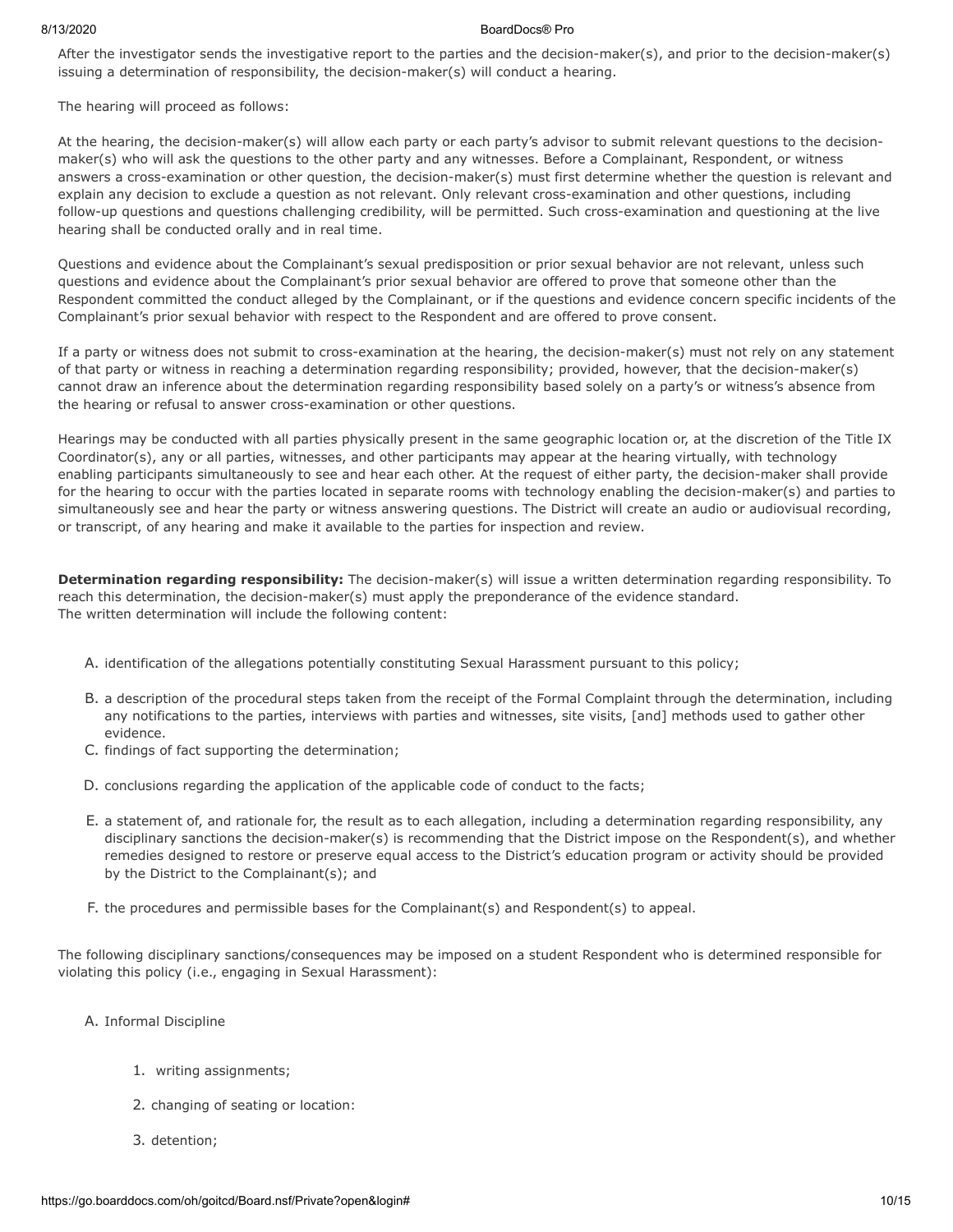After the investigator sends the investigative report to the parties and the decision-maker(s), and prior to the decision-maker(s) issuing a determination of responsibility, the decision-maker(s) will conduct a hearing.

The hearing will proceed as follows:

At the hearing, the decision-maker(s) will allow each party or each party's advisor to submit relevant questions to the decision-maker(s) who will ask the questions to the other party and any witnesses. Before a Complainant, Respondent, or witness answers a cross-examination or other question, the decision-maker(s) must first determine whether the question is relevant and explain any decision to exclude a question as not relevant. Only relevant cross-examination and other questions, including follow-up questions and questions challenging credibility, will be permitted. Such cross-examination and questioning at the live hearing shall be conducted orally and in real time.

Questions and evidence about the Complainant's sexual predisposition or prior sexual behavior are not relevant, unless such questions and evidence about the Complainant's prior sexual behavior are offered to prove that someone other than the Respondent committed the conduct alleged by the Complainant, or if the questions and evidence concern specific incidents of the Complainant's prior sexual behavior with respect to the Respondent and are offered to prove consent.

If a party or witness does not submit to cross-examination at the hearing, the decision-maker(s) must not rely on any statement of that party or witness in reaching a determination regarding responsibility; provided, however, that the decision-maker(s) cannot draw an inference about the determination regarding responsibility based solely on a party's or witness's absence from the hearing or refusal to answer cross-examination or other questions.

Hearings may be conducted with all parties physically present in the same geographic location or, at the discretion of the Title IX Coordinator(s), any or all parties, witnesses, and other participants may appear at the hearing virtually, with technology enabling participants simultaneously to see and hear each other. At the request of either party, the decision-maker shall provide for the hearing to occur with the parties located in separate rooms with technology enabling the decision-maker(s) and parties to simultaneously see and hear the party or witness answering questions. The District will create an audio or audiovisual recording, or transcript, of any hearing and make it available to the parties for inspection and review.

**Determination regarding responsibility:** The decision-maker(s) will issue a written determination regarding responsibility. To reach this determination, the decision-maker(s) must apply the preponderance of the evidence standard.
The written determination will include the following content:

A. identification of the allegations potentially constituting Sexual Harassment pursuant to this policy;

B. a description of the procedural steps taken from the receipt of the Formal Complaint through the determination, including any notifications to the parties, interviews with parties and witnesses, site visits, [and] methods used to gather other evidence.

C. findings of fact supporting the determination;

D. conclusions regarding the application of the applicable code of conduct to the facts;

E. a statement of, and rationale for, the result as to each allegation, including a determination regarding responsibility, any disciplinary sanctions the decision-maker(s) is recommending that the District impose on the Respondent(s), and whether remedies designed to restore or preserve equal access to the District's education program or activity should be provided by the District to the Complainant(s); and

F. the procedures and permissible bases for the Complainant(s) and Respondent(s) to appeal.

The following disciplinary sanctions/consequences may be imposed on a student Respondent who is determined responsible for violating this policy (i.e., engaging in Sexual Harassment):

A. Informal Discipline

   1. writing assignments;

   2. changing of seating or location:

   3. detention;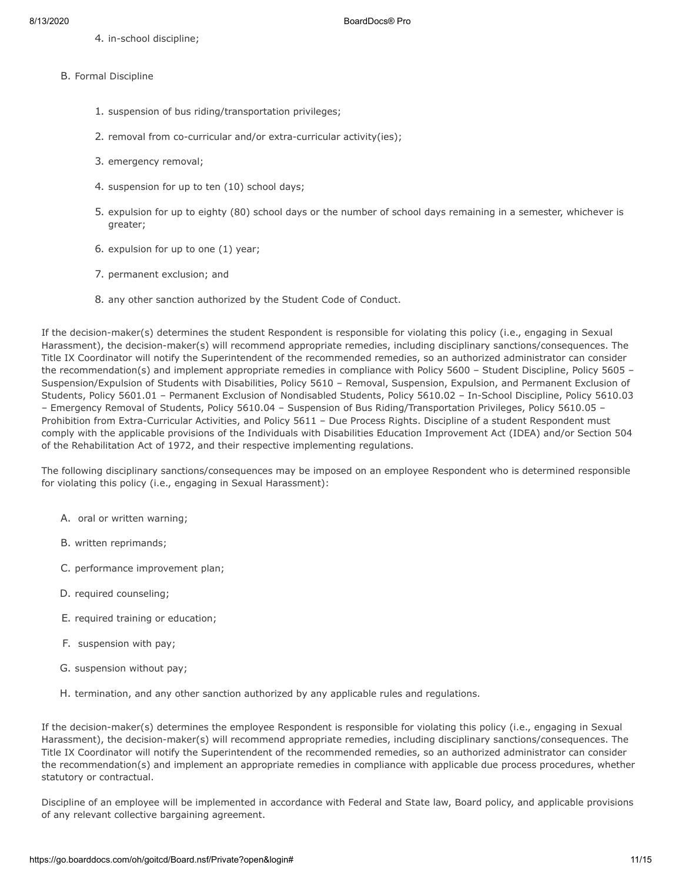4. in-school discipline;

B. Formal Discipline

1. suspension of bus riding/transportation privileges;
2. removal from co-curricular and/or extra-curricular activity(ies);
3. emergency removal;
4. suspension for up to ten (10) school days;
5. expulsion for up to eighty (80) school days or the number of school days remaining in a semester, whichever is greater;
6. expulsion for up to one (1) year;
7. permanent exclusion; and
8. any other sanction authorized by the Student Code of Conduct.

If the decision-maker(s) determines the student Respondent is responsible for violating this policy (i.e., engaging in Sexual Harassment), the decision-maker(s) will recommend appropriate remedies, including disciplinary sanctions/consequences. The Title IX Coordinator will notify the Superintendent of the recommended remedies, so an authorized administrator can consider the recommendation(s) and implement appropriate remedies in compliance with Policy 5600 – Student Discipline, Policy 5605 – Suspension/Expulsion of Students with Disabilities, Policy 5610 – Removal, Suspension, Expulsion, and Permanent Exclusion of Students, Policy 5601.01 – Permanent Exclusion of Nondisabled Students, Policy 5610.02 – In-School Discipline, Policy 5610.03 – Emergency Removal of Students, Policy 5610.04 – Suspension of Bus Riding/Transportation Privileges, Policy 5610.05 – Prohibition from Extra-Curricular Activities, and Policy 5611 – Due Process Rights. Discipline of a student Respondent must comply with the applicable provisions of the Individuals with Disabilities Education Improvement Act (IDEA) and/or Section 504 of the Rehabilitation Act of 1972, and their respective implementing regulations.

The following disciplinary sanctions/consequences may be imposed on an employee Respondent who is determined responsible for violating this policy (i.e., engaging in Sexual Harassment):

A. oral or written warning;

B. written reprimands;

C. performance improvement plan;

D. required counseling;

E. required training or education;

F. suspension with pay;

G. suspension without pay;

H. termination, and any other sanction authorized by any applicable rules and regulations.

If the decision-maker(s) determines the employee Respondent is responsible for violating this policy (i.e., engaging in Sexual Harassment), the decision-maker(s) will recommend appropriate remedies, including disciplinary sanctions/consequences. The Title IX Coordinator will notify the Superintendent of the recommended remedies, so an authorized administrator can consider the recommendation(s) and implement an appropriate remedies in compliance with applicable due process procedures, whether statutory or contractual.

Discipline of an employee will be implemented in accordance with Federal and State law, Board policy, and applicable provisions of any relevant collective bargaining agreement.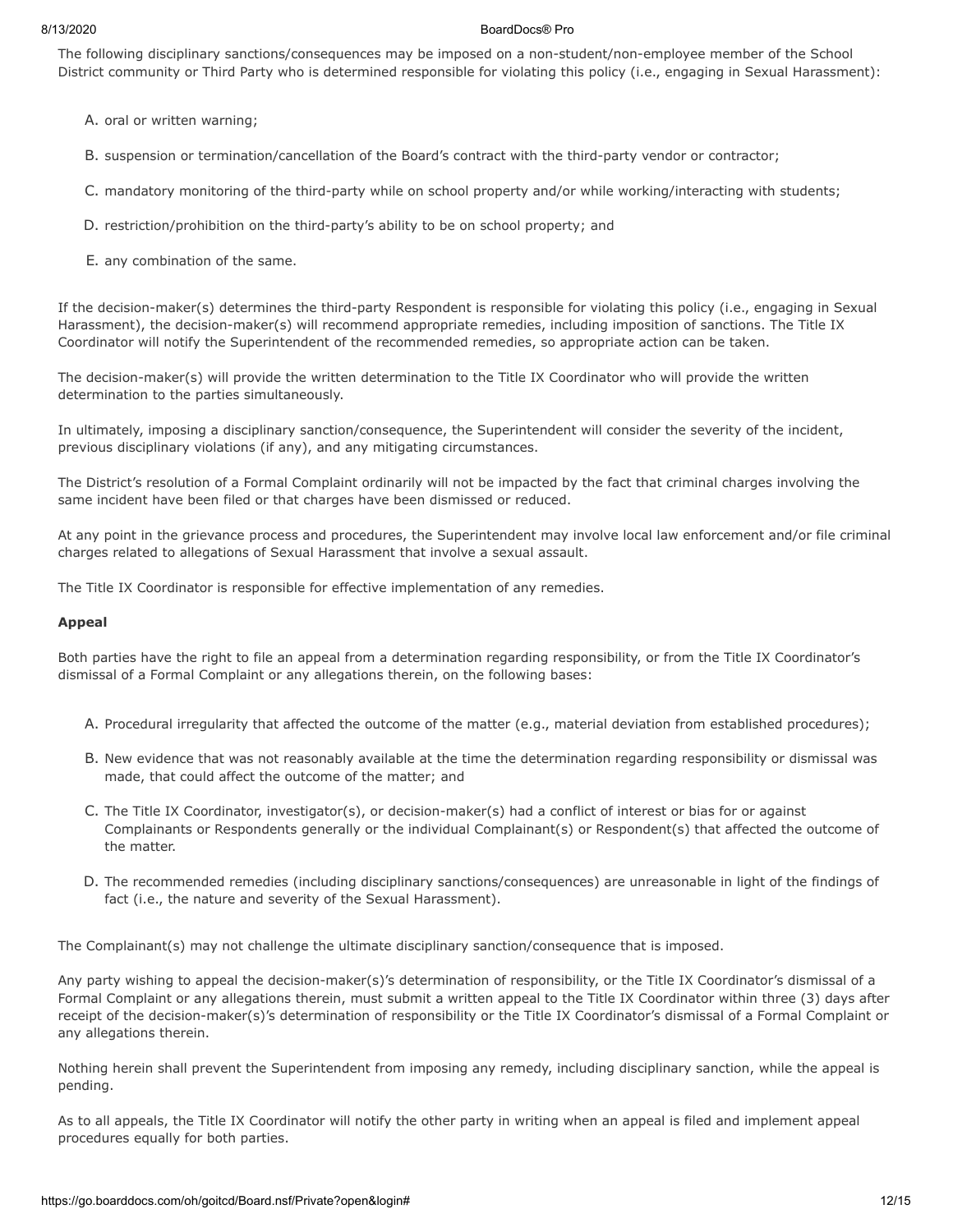The following disciplinary sanctions/consequences may be imposed on a non-student/non-employee member of the School District community or Third Party who is determined responsible for violating this policy (i.e., engaging in Sexual Harassment):

A. oral or written warning;

B. suspension or termination/cancellation of the Board's contract with the third-party vendor or contractor;

C. mandatory monitoring of the third-party while on school property and/or while working/interacting with students;

D. restriction/prohibition on the third-party's ability to be on school property; and

E. any combination of the same.

If the decision-maker(s) determines the third-party Respondent is responsible for violating this policy (i.e., engaging in Sexual Harassment), the decision-maker(s) will recommend appropriate remedies, including imposition of sanctions. The Title IX Coordinator will notify the Superintendent of the recommended remedies, so appropriate action can be taken.

The decision-maker(s) will provide the written determination to the Title IX Coordinator who will provide the written determination to the parties simultaneously.

In ultimately, imposing a disciplinary sanction/consequence, the Superintendent will consider the severity of the incident, previous disciplinary violations (if any), and any mitigating circumstances.

The District's resolution of a Formal Complaint ordinarily will not be impacted by the fact that criminal charges involving the same incident have been filed or that charges have been dismissed or reduced.

At any point in the grievance process and procedures, the Superintendent may involve local law enforcement and/or file criminal charges related to allegations of Sexual Harassment that involve a sexual assault.

The Title IX Coordinator is responsible for effective implementation of any remedies.

**Appeal**

Both parties have the right to file an appeal from a determination regarding responsibility, or from the Title IX Coordinator's dismissal of a Formal Complaint or any allegations therein, on the following bases:

A. Procedural irregularity that affected the outcome of the matter (e.g., material deviation from established procedures);

B. New evidence that was not reasonably available at the time the determination regarding responsibility or dismissal was made, that could affect the outcome of the matter; and

C. The Title IX Coordinator, investigator(s), or decision-maker(s) had a conflict of interest or bias for or against Complainants or Respondents generally or the individual Complainant(s) or Respondent(s) that affected the outcome of the matter.

D. The recommended remedies (including disciplinary sanctions/consequences) are unreasonable in light of the findings of fact (i.e., the nature and severity of the Sexual Harassment).

The Complainant(s) may not challenge the ultimate disciplinary sanction/consequence that is imposed.

Any party wishing to appeal the decision-maker(s)'s determination of responsibility, or the Title IX Coordinator's dismissal of a Formal Complaint or any allegations therein, must submit a written appeal to the Title IX Coordinator within three (3) days after receipt of the decision-maker(s)'s determination of responsibility or the Title IX Coordinator's dismissal of a Formal Complaint or any allegations therein.

Nothing herein shall prevent the Superintendent from imposing any remedy, including disciplinary sanction, while the appeal is pending.

As to all appeals, the Title IX Coordinator will notify the other party in writing when an appeal is filed and implement appeal procedures equally for both parties.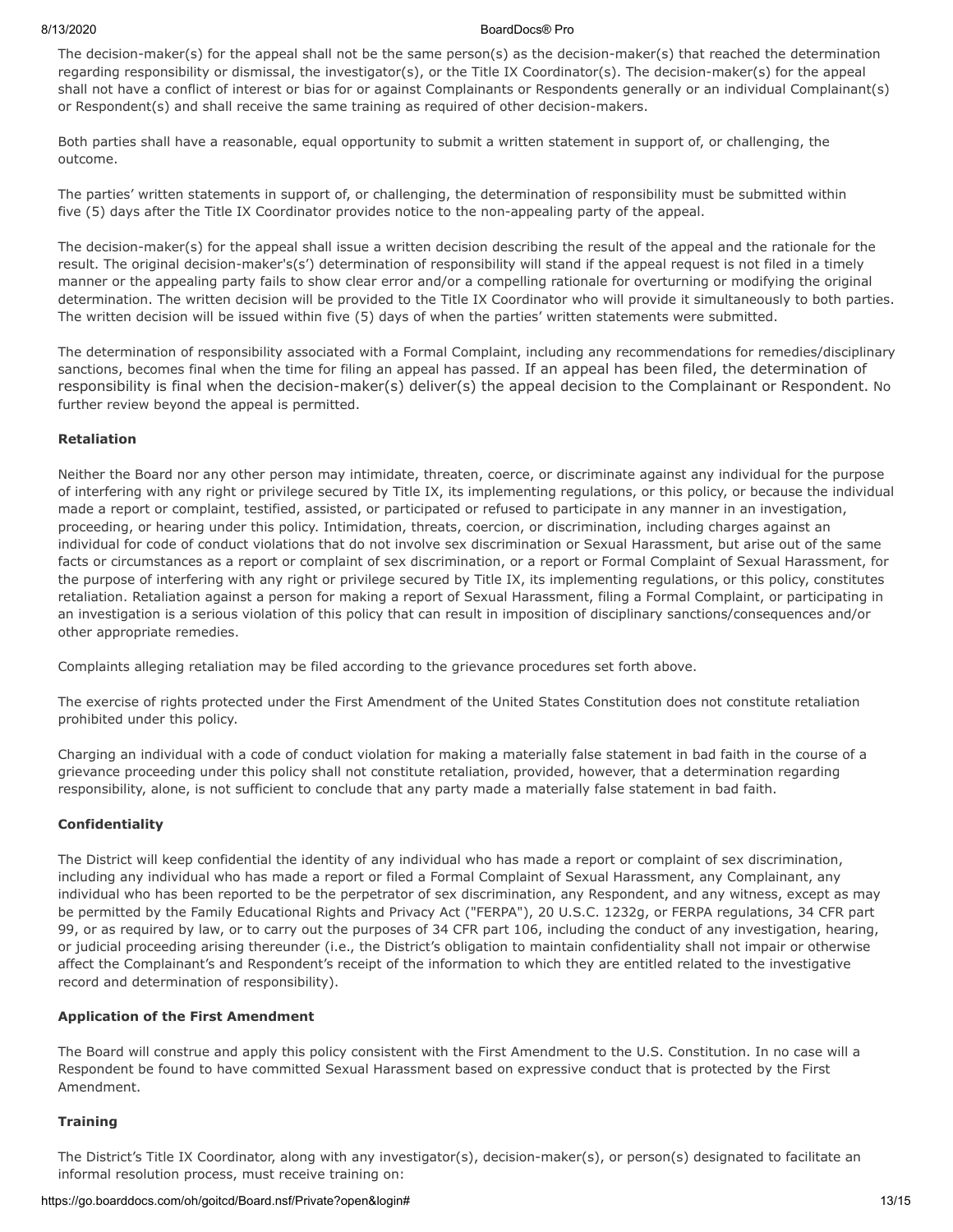The decision-maker(s) for the appeal shall not be the same person(s) as the decision-maker(s) that reached the determination regarding responsibility or dismissal, the investigator(s), or the Title IX Coordinator(s). The decision-maker(s) for the appeal shall not have a conflict of interest or bias for or against Complainants or Respondents generally or an individual Complainant(s) or Respondent(s) and shall receive the same training as required of other decision-makers.

Both parties shall have a reasonable, equal opportunity to submit a written statement in support of, or challenging, the outcome.

The parties' written statements in support of, or challenging, the determination of responsibility must be submitted within five (5) days after the Title IX Coordinator provides notice to the non-appealing party of the appeal.

The decision-maker(s) for the appeal shall issue a written decision describing the result of the appeal and the rationale for the result. The original decision-maker's(s') determination of responsibility will stand if the appeal request is not filed in a timely manner or the appealing party fails to show clear error and/or a compelling rationale for overturning or modifying the original determination. The written decision will be provided to the Title IX Coordinator who will provide it simultaneously to both parties. The written decision will be issued within five (5) days of when the parties' written statements were submitted.

The determination of responsibility associated with a Formal Complaint, including any recommendations for remedies/disciplinary sanctions, becomes final when the time for filing an appeal has passed. If an appeal has been filed, the determination of responsibility is final when the decision-maker(s) deliver(s) the appeal decision to the Complainant or Respondent. No further review beyond the appeal is permitted.

**Retaliation**

Neither the Board nor any other person may intimidate, threaten, coerce, or discriminate against any individual for the purpose of interfering with any right or privilege secured by Title IX, its implementing regulations, or this policy, or because the individual made a report or complaint, testified, assisted, or participated or refused to participate in any manner in an investigation, proceeding, or hearing under this policy. Intimidation, threats, coercion, or discrimination, including charges against an individual for code of conduct violations that do not involve sex discrimination or Sexual Harassment, but arise out of the same facts or circumstances as a report or complaint of sex discrimination, or a report or Formal Complaint of Sexual Harassment, for the purpose of interfering with any right or privilege secured by Title IX, its implementing regulations, or this policy, constitutes retaliation. Retaliation against a person for making a report of Sexual Harassment, filing a Formal Complaint, or participating in an investigation is a serious violation of this policy that can result in imposition of disciplinary sanctions/consequences and/or other appropriate remedies.

Complaints alleging retaliation may be filed according to the grievance procedures set forth above.

The exercise of rights protected under the First Amendment of the United States Constitution does not constitute retaliation prohibited under this policy.

Charging an individual with a code of conduct violation for making a materially false statement in bad faith in the course of a grievance proceeding under this policy shall not constitute retaliation, provided, however, that a determination regarding responsibility, alone, is not sufficient to conclude that any party made a materially false statement in bad faith.

**Confidentiality**

The District will keep confidential the identity of any individual who has made a report or complaint of sex discrimination, including any individual who has made a report or filed a Formal Complaint of Sexual Harassment, any Complainant, any individual who has been reported to be the perpetrator of sex discrimination, any Respondent, and any witness, except as may be permitted by the Family Educational Rights and Privacy Act ("FERPA"), 20 U.S.C. 1232g, or FERPA regulations, 34 CFR part 99, or as required by law, or to carry out the purposes of 34 CFR part 106, including the conduct of any investigation, hearing, or judicial proceeding arising thereunder (i.e., the District's obligation to maintain confidentiality shall not impair or otherwise affect the Complainant's and Respondent's receipt of the information to which they are entitled related to the investigative record and determination of responsibility).

**Application of the First Amendment**

The Board will construe and apply this policy consistent with the First Amendment to the U.S. Constitution. In no case will a Respondent be found to have committed Sexual Harassment based on expressive conduct that is protected by the First Amendment.

**Training**

The District's Title IX Coordinator, along with any investigator(s), decision-maker(s), or person(s) designated to facilitate an informal resolution process, must receive training on: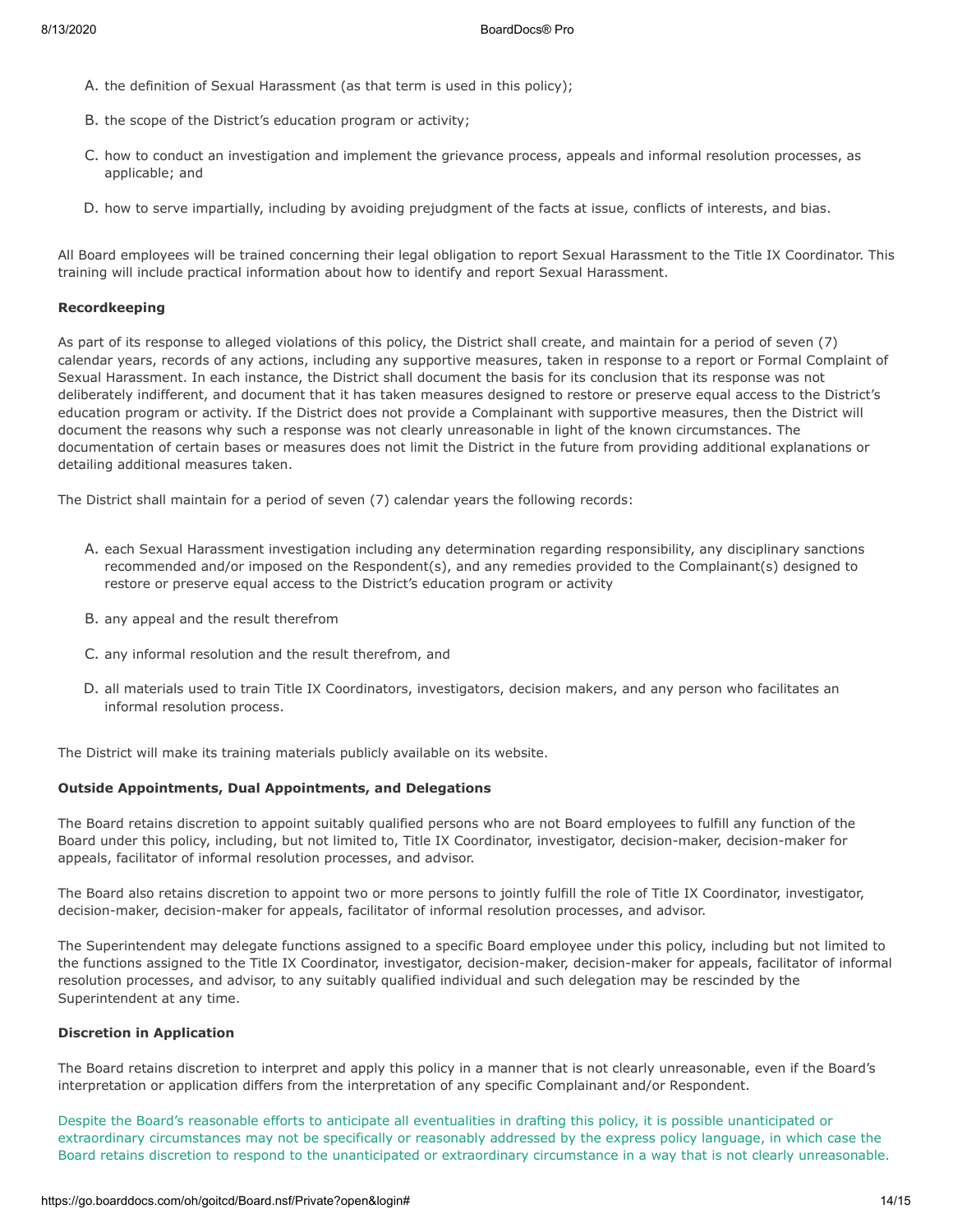A. the definition of Sexual Harassment (as that term is used in this policy);

B. the scope of the District's education program or activity;

C. how to conduct an investigation and implement the grievance process, appeals and informal resolution processes, as applicable; and

D. how to serve impartially, including by avoiding prejudgment of the facts at issue, conflicts of interests, and bias.

All Board employees will be trained concerning their legal obligation to report Sexual Harassment to the Title IX Coordinator. This training will include practical information about how to identify and report Sexual Harassment.

**Recordkeeping**

As part of its response to alleged violations of this policy, the District shall create, and maintain for a period of seven (7) calendar years, records of any actions, including any supportive measures, taken in response to a report or Formal Complaint of Sexual Harassment. In each instance, the District shall document the basis for its conclusion that its response was not deliberately indifferent, and document that it has taken measures designed to restore or preserve equal access to the District's education program or activity. If the District does not provide a Complainant with supportive measures, then the District will document the reasons why such a response was not clearly unreasonable in light of the known circumstances. The documentation of certain bases or measures does not limit the District in the future from providing additional explanations or detailing additional measures taken.

The District shall maintain for a period of seven (7) calendar years the following records:

A. each Sexual Harassment investigation including any determination regarding responsibility, any disciplinary sanctions recommended and/or imposed on the Respondent(s), and any remedies provided to the Complainant(s) designed to restore or preserve equal access to the District's education program or activity

B. any appeal and the result therefrom

C. any informal resolution and the result therefrom, and

D. all materials used to train Title IX Coordinators, investigators, decision makers, and any person who facilitates an informal resolution process.

The District will make its training materials publicly available on its website.

**Outside Appointments, Dual Appointments, and Delegations**

The Board retains discretion to appoint suitably qualified persons who are not Board employees to fulfill any function of the Board under this policy, including, but not limited to, Title IX Coordinator, investigator, decision-maker, decision-maker for appeals, facilitator of informal resolution processes, and advisor.

The Board also retains discretion to appoint two or more persons to jointly fulfill the role of Title IX Coordinator, investigator, decision-maker, decision-maker for appeals, facilitator of informal resolution processes, and advisor.

The Superintendent may delegate functions assigned to a specific Board employee under this policy, including but not limited to the functions assigned to the Title IX Coordinator, investigator, decision-maker, decision-maker for appeals, facilitator of informal resolution processes, and advisor, to any suitably qualified individual and such delegation may be rescinded by the Superintendent at any time.

**Discretion in Application**

The Board retains discretion to interpret and apply this policy in a manner that is not clearly unreasonable, even if the Board's interpretation or application differs from the interpretation of any specific Complainant and/or Respondent.

Despite the Board's reasonable efforts to anticipate all eventualities in drafting this policy, it is possible unanticipated or extraordinary circumstances may not be specifically or reasonably addressed by the express policy language, in which case the Board retains discretion to respond to the unanticipated or extraordinary circumstance in a way that is not clearly unreasonable.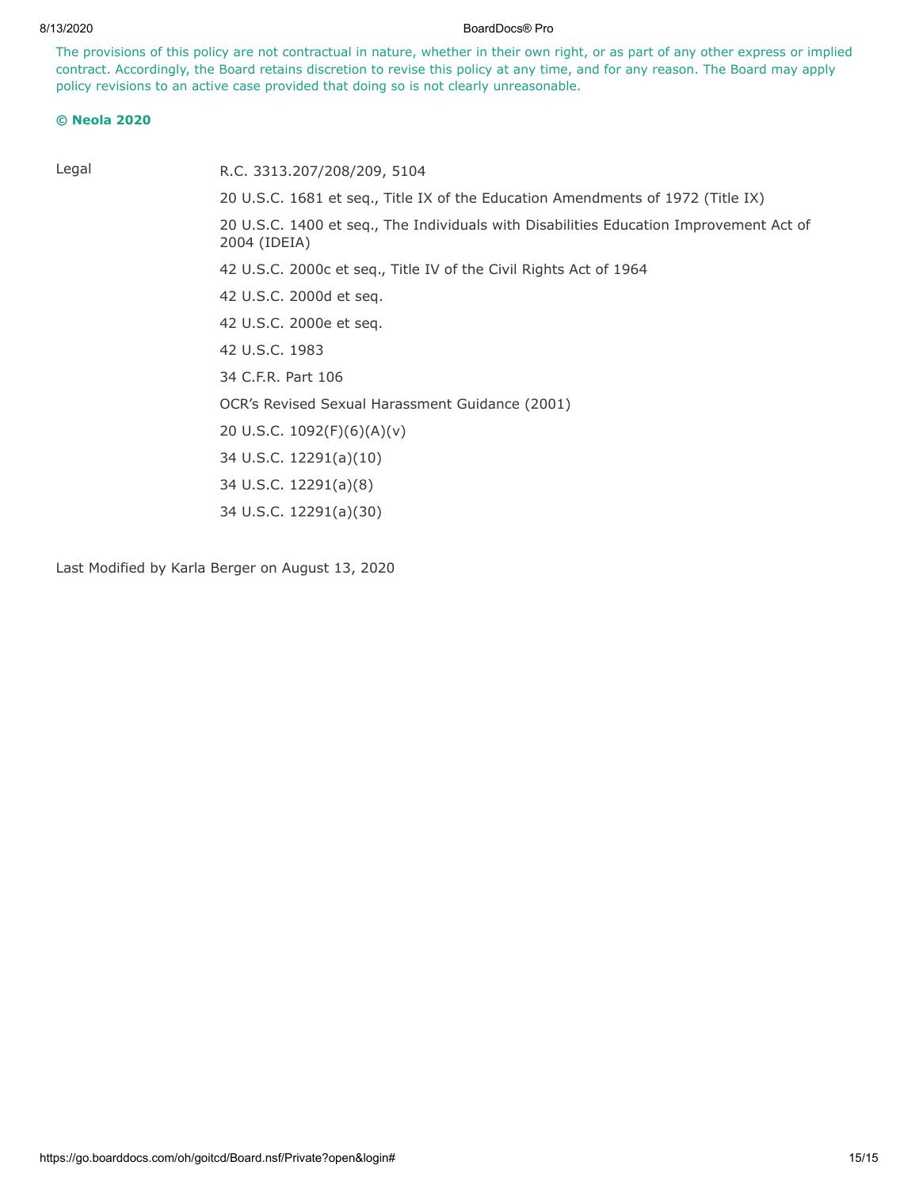The provisions of this policy are not contractual in nature, whether in their own right, or as part of any other express or implied contract. Accordingly, the Board retains discretion to revise this policy at any time, and for any reason. The Board may apply policy revisions to an active case provided that doing so is not clearly unreasonable.

**© Neola 2020**

| | |
|---|---|
| Legal | R.C. 3313.207/208/209, 5104 |
| | 20 U.S.C. 1681 et seq., Title IX of the Education Amendments of 1972 (Title IX) |
| | 20 U.S.C. 1400 et seq., The Individuals with Disabilities Education Improvement Act of 2004 (IDEIA) |
| | 42 U.S.C. 2000c et seq., Title IV of the Civil Rights Act of 1964 |
| | 42 U.S.C. 2000d et seq. |
| | 42 U.S.C. 2000e et seq. |
| | 42 U.S.C. 1983 |
| | 34 C.F.R. Part 106 |
| | OCR's Revised Sexual Harassment Guidance (2001) |
| | 20 U.S.C. 1092(F)(6)(A)(v) |
| | 34 U.S.C. 12291(a)(10) |
| | 34 U.S.C. 12291(a)(8) |
| | 34 U.S.C. 12291(a)(30) |

Last Modified by Karla Berger on August 13, 2020